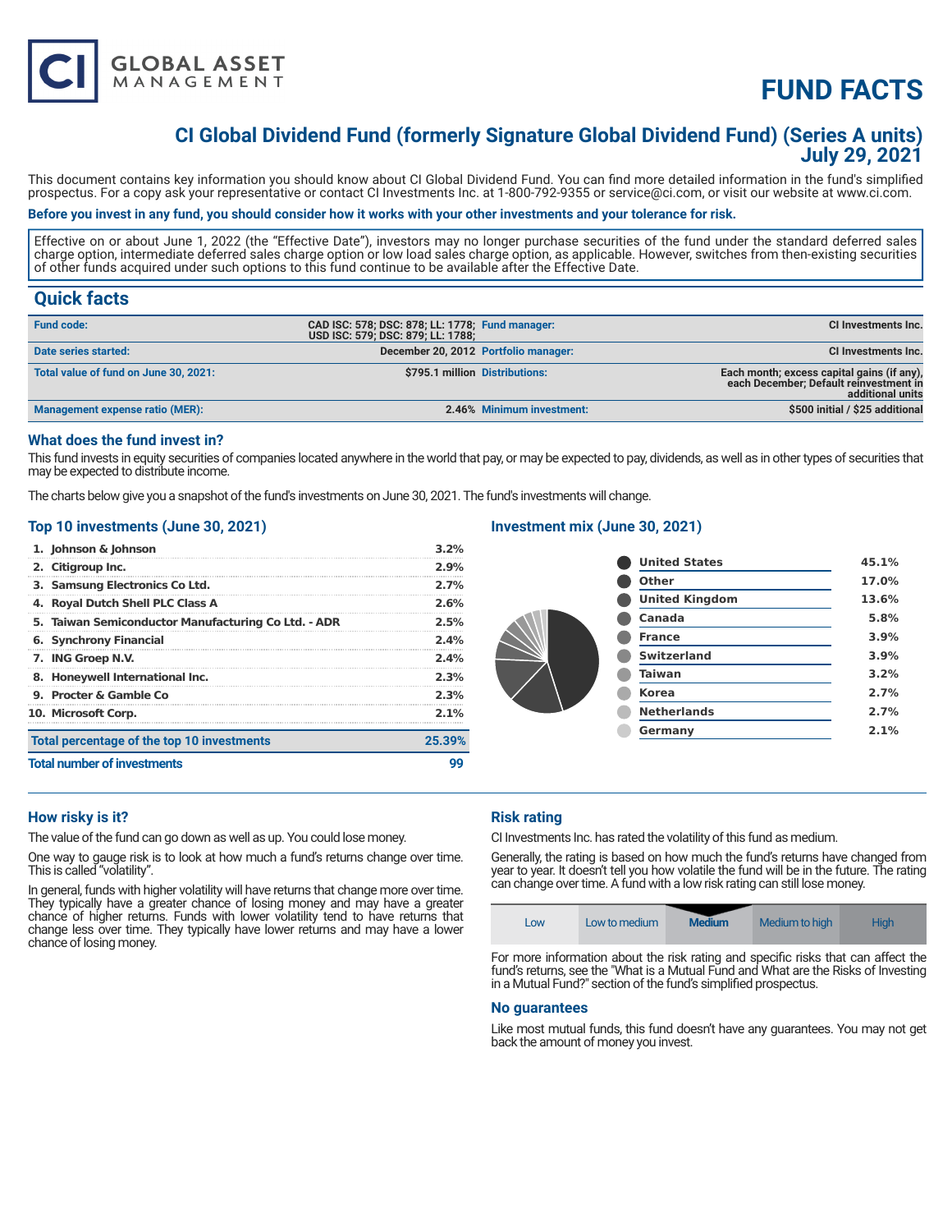# FUND FACTS

## CI Global Dividend Fund (formerly Signature Global Dividend Fund) (Series A units)
## July 29, 2021

This document contains key information you should know about CI Global Dividend Fund. You can find more detailed information in the fund's simplified prospectus. For a copy ask your representative or contact CI Investments Inc. at 1-800-792-9355 or service@ci.com, or visit our website at www.ci.com.

**Before you invest in any fund, you should consider how it works with your other investments and your tolerance for risk.**

Effective on or about June 1, 2022 (the "Effective Date"), investors may no longer purchase securities of the fund under the standard deferred sales charge option, intermediate deferred sales charge option or low load sales charge option, as applicable. However, switches from then-existing securities of other funds acquired under such options to this fund continue to be available after the Effective Date.

## Quick facts

| | | | |
|---|---|---|---|
| **Fund code:** | CAD ISC: 578; DSC: 878; LL: 1778; USD ISC: 579; DSC: 879; LL: 1788; | **Fund manager:** | CI Investments Inc. |
| **Date series started:** | December 20, 2012 | **Portfolio manager:** | CI Investments Inc. |
| **Total value of fund on June 30, 2021:** | $795.1 million | **Distributions:** | Each month; excess capital gains (if any), each December; Default reinvestment in additional units |
| **Management expense ratio (MER):** | 2.46% | **Minimum investment:** | $500 initial / $25 additional |

### What does the fund invest in?

This fund invests in equity securities of companies located anywhere in the world that pay, or may be expected to pay, dividends, as well as in other types of securities that may be expected to distribute income.

The charts below give you a snapshot of the fund's investments on June 30, 2021. The fund's investments will change.

### Top 10 investments (June 30, 2021)

| | |
|---|---|
| 1. Johnson & Johnson | 3.2% |
| 2. Citigroup Inc. | 2.9% |
| 3. Samsung Electronics Co Ltd. | 2.7% |
| 4. Royal Dutch Shell PLC Class A | 2.6% |
| 5. Taiwan Semiconductor Manufacturing Co Ltd. - ADR | 2.5% |
| 6. Synchrony Financial | 2.4% |
| 7. ING Groep N.V. | 2.4% |
| 8. Honeywell International Inc. | 2.3% |
| 9. Procter & Gamble Co | 2.3% |
| 10. Microsoft Corp. | 2.1% |
| **Total percentage of the top 10 investments** | **25.39%** |
| **Total number of investments** | **99** |

### Investment mix (June 30, 2021)

| | |
|---|---|
| United States | 45.1% |
| Other | 17.0% |
| United Kingdom | 13.6% |
| Canada | 5.8% |
| France | 3.9% |
| Switzerland | 3.9% |
| Taiwan | 3.2% |
| Korea | 2.7% |
| Netherlands | 2.7% |
| Germany | 2.1% |

### How risky is it?

The value of the fund can go down as well as up. You could lose money.

One way to gauge risk is to look at how much a fund's returns change over time. This is called "volatility".

In general, funds with higher volatility will have returns that change more over time. They typically have a greater chance of losing money and may have a greater chance of higher returns. Funds with lower volatility tend to have returns that change less over time. They typically have lower returns and may have a lower chance of losing money.

### Risk rating

CI Investments Inc. has rated the volatility of this fund as medium.

Generally, the rating is based on how much the fund's returns have changed from year to year. It doesn't tell you how volatile the fund will be in the future. The rating can change over time. A fund with a low risk rating can still lose money.

| Low | Low to medium | **Medium** | Medium to high | High |
|---|---|---|---|---|

For more information about the risk rating and specific risks that can affect the fund's returns, see the "What is a Mutual Fund and What are the Risks of Investing in a Mutual Fund?" section of the fund's simplified prospectus.

### No guarantees

Like most mutual funds, this fund doesn't have any guarantees. You may not get back the amount of money you invest.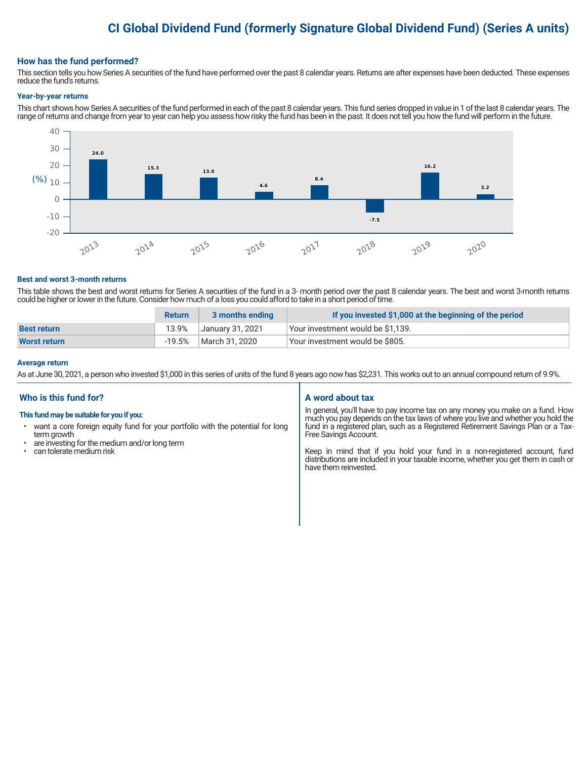# CI Global Dividend Fund (formerly Signature Global Dividend Fund) (Series A units)

## How has the fund performed?

This section tells you how Series A securities of the fund have performed over the past 8 calendar years. Returns are after expenses have been deducted. These expenses reduce the fund's returns.

### Year-by-year returns

This chart shows how Series A securities of the fund performed in each of the past 8 calendar years. This fund series dropped in value in 1 of the last 8 calendar years. The range of returns and change from year to year can help you assess how risky the fund has been in the past. It does not tell you how the fund will perform in the future.

| Year | 2013 | 2014 | 2015 | 2016 | 2017 | 2018 | 2019 | 2020 |
|---|---|---|---|---|---|---|---|---|
| Return (%) | 24.0 | 15.3 | 13.0 | 4.6 | 8.4 | -7.5 | 16.2 | 3.2 |

### Best and worst 3-month returns

This table shows the best and worst returns for Series A securities of the fund in a 3- month period over the past 8 calendar years. The best and worst 3-month returns could be higher or lower in the future. Consider how much of a loss you could afford to take in a short period of time.

| | Return | 3 months ending | If you invested $1,000 at the beginning of the period |
|---|---|---|---|
| **Best return** | 13.9% | January 31, 2021 | Your investment would be $1,139. |
| **Worst return** | -19.5% | March 31, 2020 | Your investment would be $805. |

### Average return

As at June 30, 2021, a person who invested $1,000 in this series of units of the fund 8 years ago now has $2,231. This works out to an annual compound return of 9.9%.

## Who is this fund for?

**This fund may be suitable for you if you:**

- want a core foreign equity fund for your portfolio with the potential for long term growth
- are investing for the medium and/or long term
- can tolerate medium risk

## A word about tax

In general, you'll have to pay income tax on any money you make on a fund. How much you pay depends on the tax laws of where you live and whether you hold the fund in a registered plan, such as a Registered Retirement Savings Plan or a Tax-Free Savings Account.

Keep in mind that if you hold your fund in a non-registered account, fund distributions are included in your taxable income, whether you get them in cash or have them reinvested.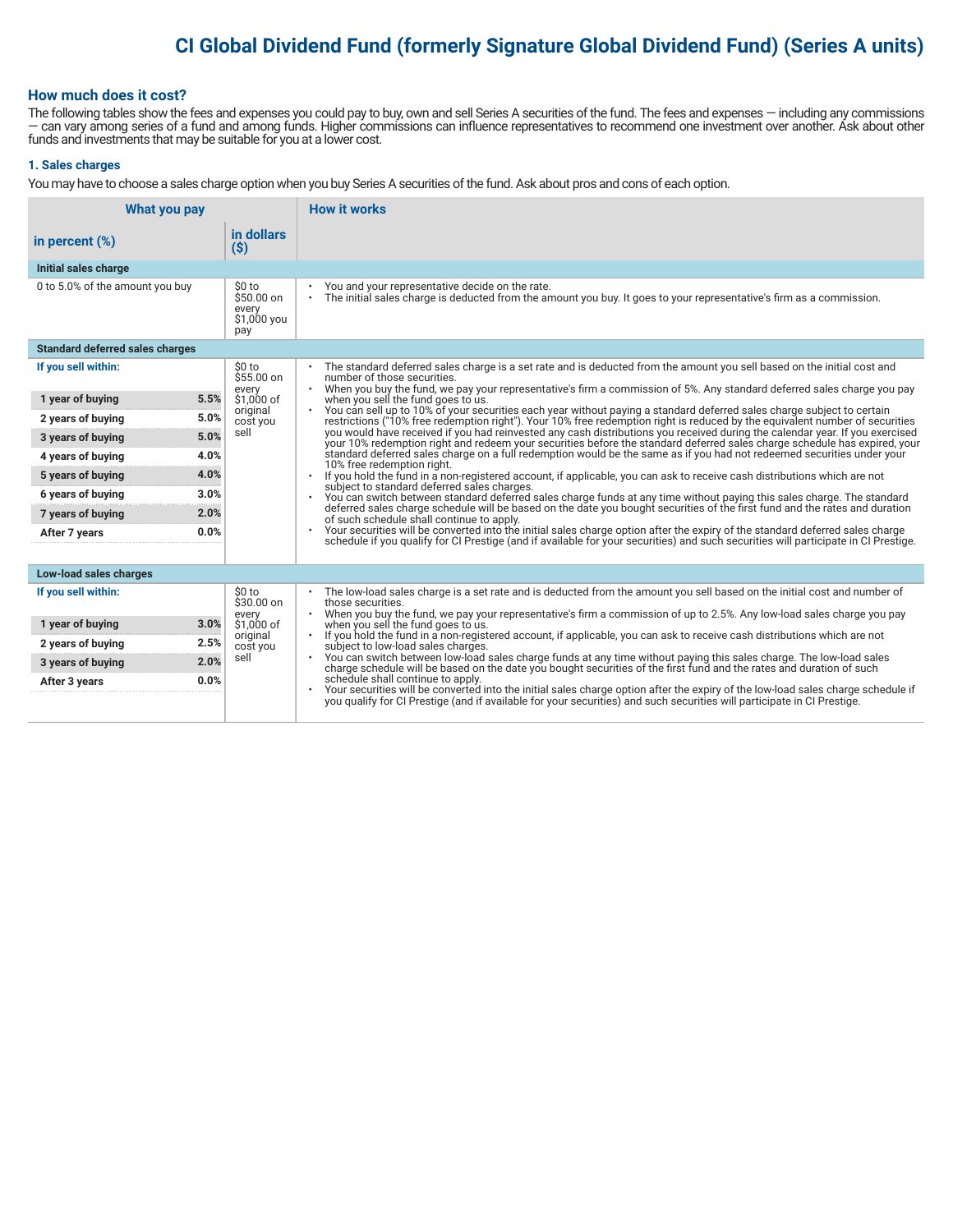# CI Global Dividend Fund (formerly Signature Global Dividend Fund) (Series A units)

## How much does it cost?

The following tables show the fees and expenses you could pay to buy, own and sell Series A securities of the fund. The fees and expenses — including any commissions — can vary among series of a fund and among funds. Higher commissions can influence representatives to recommend one investment over another. Ask about other funds and investments that may be suitable for you at a lower cost.

### 1. Sales charges

You may have to choose a sales charge option when you buy Series A securities of the fund. Ask about pros and cons of each option.

| What you pay | | | How it works |
|---|---|---|---|
| **in percent (%)** | | **in dollars ($)** | |
| **Initial sales charge** | | | |
| 0 to 5.0% of the amount you buy | | $0 to $50.00 on every $1,000 you pay | • You and your representative decide on the rate.<br>• The initial sales charge is deducted from the amount you buy. It goes to your representative's firm as a commission. |
| **Standard deferred sales charges** | | | |
| **If you sell within:** | | $0 to $55.00 on every $1,000 of original cost you sell | • The standard deferred sales charge is a set rate and is deducted from the amount you sell based on the initial cost and number of those securities.<br>• When you buy the fund, we pay your representative's firm a commission of 5%. Any standard deferred sales charge you pay when you sell the fund goes to us.<br>• You can sell up to 10% of your securities each year without paying a standard deferred sales charge subject to certain restrictions ("10% free redemption right"). Your 10% free redemption right is reduced by the equivalent number of securities you would have received if you had reinvested any cash distributions you received during the calendar year. If you exercised your 10% redemption right and redeem your securities before the standard deferred sales charge schedule has expired, your standard deferred sales charge on a full redemption would be the same as if you had not redeemed securities under your 10% free redemption right.<br>• If you hold the fund in a non-registered account, if applicable, you can ask to receive cash distributions which are not subject to standard deferred sales charges.<br>• You can switch between standard deferred sales charge funds at any time without paying this sales charge. The standard deferred sales charge schedule will be based on the date you bought securities of the first fund and the rates and duration of such schedule shall continue to apply.<br>• Your securities will be converted into the initial sales charge option after the expiry of the standard deferred sales charge schedule if you qualify for CI Prestige (and if available for your securities) and such securities will participate in CI Prestige. |
| 1 year of buying | 5.5% | | |
| 2 years of buying | 5.0% | | |
| 3 years of buying | 5.0% | | |
| 4 years of buying | 4.0% | | |
| 5 years of buying | 4.0% | | |
| 6 years of buying | 3.0% | | |
| 7 years of buying | 2.0% | | |
| After 7 years | 0.0% | | |
| **Low-load sales charges** | | | |
| **If you sell within:** | | $0 to $30.00 on every $1,000 of original cost you sell | • The low-load sales charge is a set rate and is deducted from the amount you sell based on the initial cost and number of those securities.<br>• When you buy the fund, we pay your representative's firm a commission of up to 2.5%. Any low-load sales charge you pay when you sell the fund goes to us.<br>• If you hold the fund in a non-registered account, if applicable, you can ask to receive cash distributions which are not subject to low-load sales charges.<br>• You can switch between low-load sales charge funds at any time without paying this sales charge. The low-load sales charge schedule will be based on the date you bought securities of the first fund and the rates and duration of such schedule shall continue to apply.<br>• Your securities will be converted into the initial sales charge option after the expiry of the low-load sales charge schedule if you qualify for CI Prestige (and if available for your securities) and such securities will participate in CI Prestige. |
| 1 year of buying | 3.0% | | |
| 2 years of buying | 2.5% | | |
| 3 years of buying | 2.0% | | |
| After 3 years | 0.0% | | |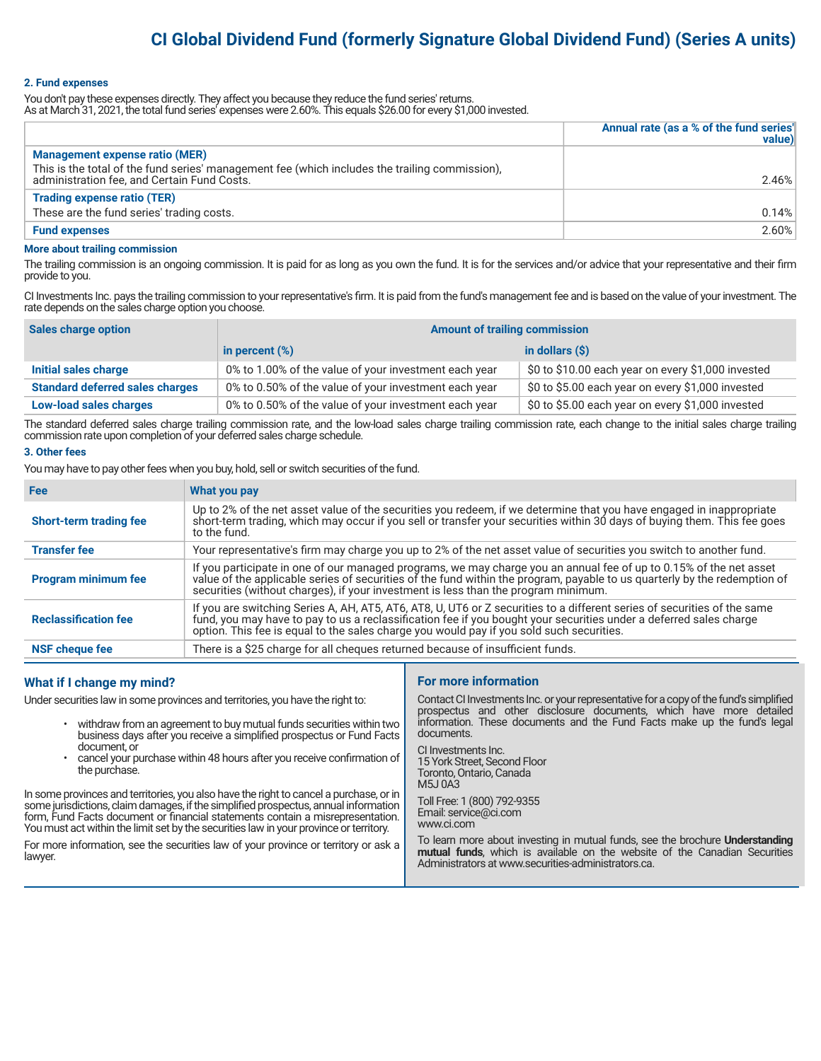# CI Global Dividend Fund (formerly Signature Global Dividend Fund) (Series A units)

### 2. Fund expenses

You don't pay these expenses directly. They affect you because they reduce the fund series' returns.
As at March 31, 2021, the total fund series' expenses were 2.60%. This equals $26.00 for every $1,000 invested.

| | Annual rate (as a % of the fund series' value) |
|---|---|
| **Management expense ratio (MER)**<br>This is the total of the fund series' management fee (which includes the trailing commission), administration fee, and Certain Fund Costs. | 2.46% |
| **Trading expense ratio (TER)**<br>These are the fund series' trading costs. | 0.14% |
| **Fund expenses** | 2.60% |

#### More about trailing commission

The trailing commission is an ongoing commission. It is paid for as long as you own the fund. It is for the services and/or advice that your representative and their firm provide to you.

CI Investments Inc. pays the trailing commission to your representative's firm. It is paid from the fund's management fee and is based on the value of your investment. The rate depends on the sales charge option you choose.

| Sales charge option | Amount of trailing commission | |
|---|---|---|
| | in percent (%) | in dollars ($) |
| Initial sales charge | 0% to 1.00% of the value of your investment each year | $0 to $10.00 each year on every $1,000 invested |
| Standard deferred sales charges | 0% to 0.50% of the value of your investment each year | $0 to $5.00 each year on every $1,000 invested |
| Low-load sales charges | 0% to 0.50% of the value of your investment each year | $0 to $5.00 each year on every $1,000 invested |

The standard deferred sales charge trailing commission rate, and the low-load sales charge trailing commission rate, each change to the initial sales charge trailing commission rate upon completion of your deferred sales charge schedule.

### 3. Other fees

You may have to pay other fees when you buy, hold, sell or switch securities of the fund.

| Fee | What you pay |
|---|---|
| Short-term trading fee | Up to 2% of the net asset value of the securities you redeem, if we determine that you have engaged in inappropriate short-term trading, which may occur if you sell or transfer your securities within 30 days of buying them. This fee goes to the fund. |
| Transfer fee | Your representative's firm may charge you up to 2% of the net asset value of securities you switch to another fund. |
| Program minimum fee | If you participate in one of our managed programs, we may charge you an annual fee of up to 0.15% of the net asset value of the applicable series of securities of the fund within the program, payable to us quarterly by the redemption of securities (without charges), if your investment is less than the program minimum. |
| Reclassification fee | If you are switching Series A, AH, AT5, AT6, AT8, U, UT6 or Z securities to a different series of securities of the same fund, you may have to pay to us a reclassification fee if you bought your securities under a deferred sales charge option. This fee is equal to the sales charge you would pay if you sold such securities. |
| NSF cheque fee | There is a $25 charge for all cheques returned because of insufficient funds. |

## What if I change my mind?

Under securities law in some provinces and territories, you have the right to:

- withdraw from an agreement to buy mutual funds securities within two business days after you receive a simplified prospectus or Fund Facts document, or
- cancel your purchase within 48 hours after you receive confirmation of the purchase.

In some provinces and territories, you also have the right to cancel a purchase, or in some jurisdictions, claim damages, if the simplified prospectus, annual information form, Fund Facts document or financial statements contain a misrepresentation. You must act within the limit set by the securities law in your province or territory.

For more information, see the securities law of your province or territory or ask a lawyer.

## For more information

Contact CI Investments Inc. or your representative for a copy of the fund's simplified prospectus and other disclosure documents, which have more detailed information. These documents and the Fund Facts make up the fund's legal documents.

CI Investments Inc.
15 York Street, Second Floor
Toronto, Ontario, Canada
M5J 0A3

Toll Free: 1 (800) 792-9355
Email: service@ci.com
www.ci.com

To learn more about investing in mutual funds, see the brochure **Understanding mutual funds**, which is available on the website of the Canadian Securities Administrators at www.securities-administrators.ca.